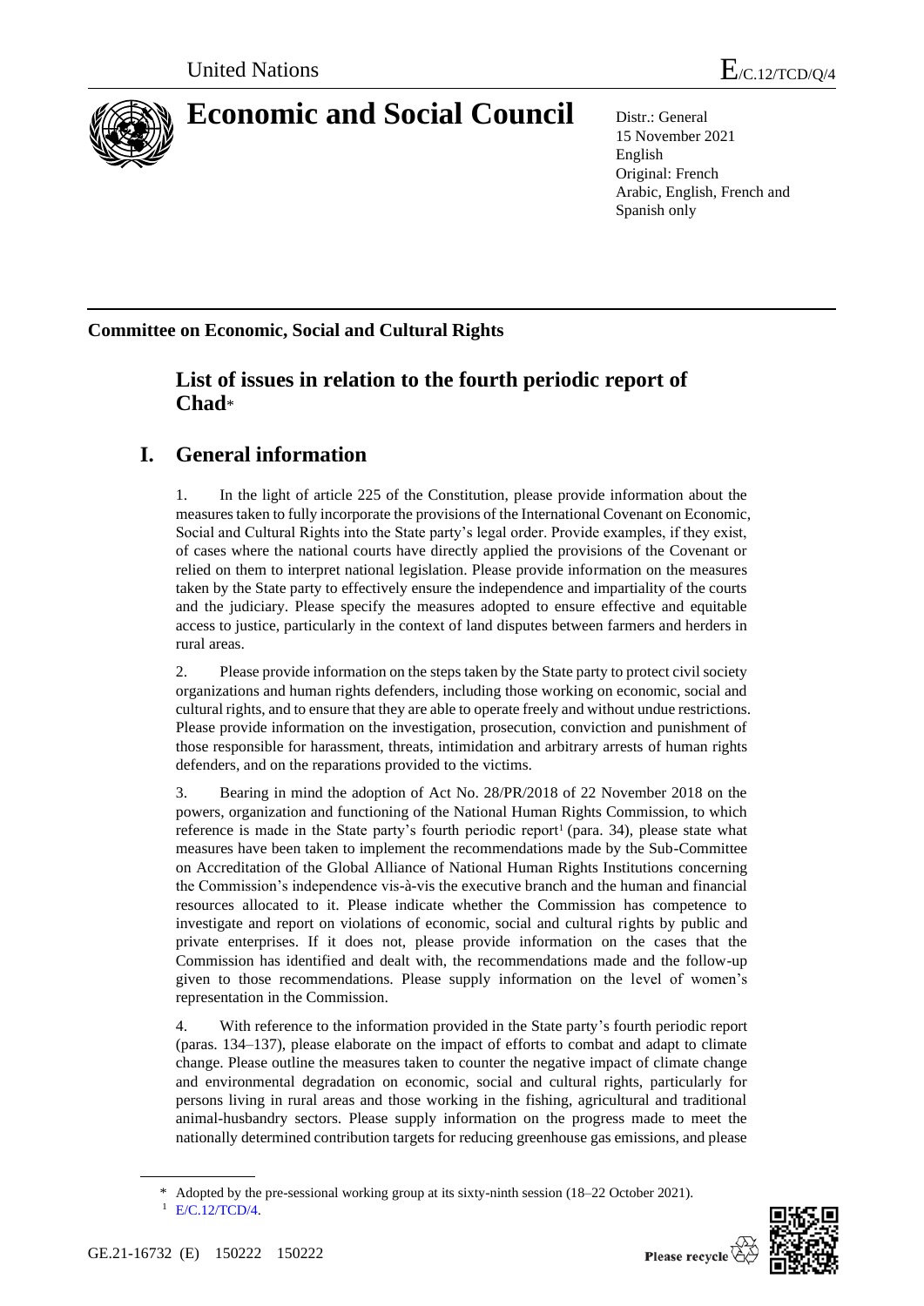United Nations E/C.12/TCD/Q/4

# Economic and Social Council

Distr.: General
15 November 2021
English
Original: French
Arabic, English, French and Spanish only

**Committee on Economic, Social and Cultural Rights**

## List of issues in relation to the fourth periodic report of Chad*

# I. General information

1. In the light of article 225 of the Constitution, please provide information about the measures taken to fully incorporate the provisions of the International Covenant on Economic, Social and Cultural Rights into the State party's legal order. Provide examples, if they exist, of cases where the national courts have directly applied the provisions of the Covenant or relied on them to interpret national legislation. Please provide information on the measures taken by the State party to effectively ensure the independence and impartiality of the courts and the judiciary. Please specify the measures adopted to ensure effective and equitable access to justice, particularly in the context of land disputes between farmers and herders in rural areas.

2. Please provide information on the steps taken by the State party to protect civil society organizations and human rights defenders, including those working on economic, social and cultural rights, and to ensure that they are able to operate freely and without undue restrictions. Please provide information on the investigation, prosecution, conviction and punishment of those responsible for harassment, threats, intimidation and arbitrary arrests of human rights defenders, and on the reparations provided to the victims.

3. Bearing in mind the adoption of Act No. 28/PR/2018 of 22 November 2018 on the powers, organization and functioning of the National Human Rights Commission, to which reference is made in the State party's fourth periodic report[1] (para. 34), please state what measures have been taken to implement the recommendations made by the Sub-Committee on Accreditation of the Global Alliance of National Human Rights Institutions concerning the Commission's independence vis-à-vis the executive branch and the human and financial resources allocated to it. Please indicate whether the Commission has competence to investigate and report on violations of economic, social and cultural rights by public and private enterprises. If it does not, please provide information on the cases that the Commission has identified and dealt with, the recommendations made and the follow-up given to those recommendations. Please supply information on the level of women's representation in the Commission.

4. With reference to the information provided in the State party's fourth periodic report (paras. 134–137), please elaborate on the impact of efforts to combat and adapt to climate change. Please outline the measures taken to counter the negative impact of climate change and environmental degradation on economic, social and cultural rights, particularly for persons living in rural areas and those working in the fishing, agricultural and traditional animal-husbandry sectors. Please supply information on the progress made to meet the nationally determined contribution targets for reducing greenhouse gas emissions, and please

\* Adopted by the pre-sessional working group at its sixty-ninth session (18–22 October 2021).

[1] E/C.12/TCD/4.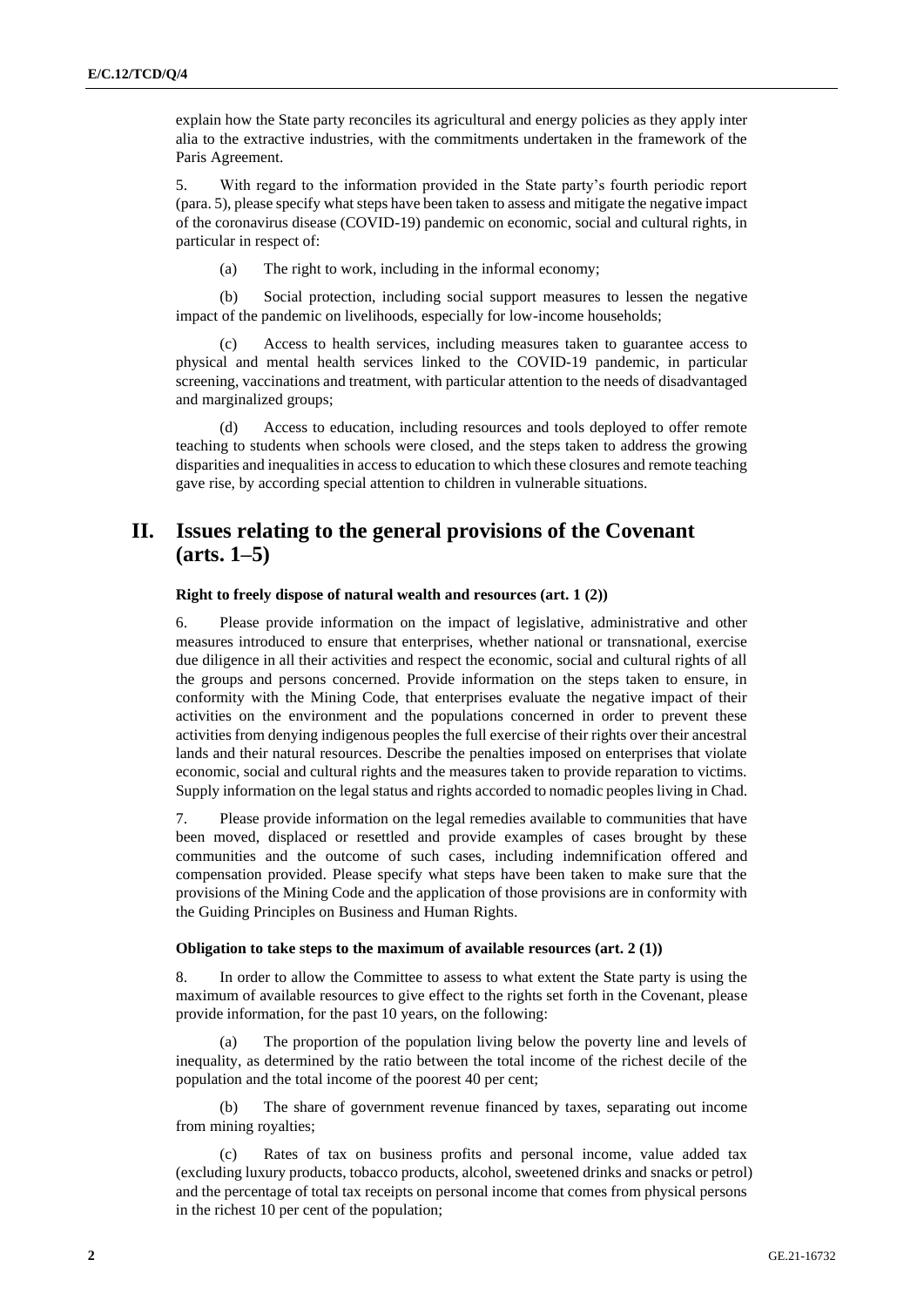explain how the State party reconciles its agricultural and energy policies as they apply inter alia to the extractive industries, with the commitments undertaken in the framework of the Paris Agreement.

5. With regard to the information provided in the State party's fourth periodic report (para. 5), please specify what steps have been taken to assess and mitigate the negative impact of the coronavirus disease (COVID-19) pandemic on economic, social and cultural rights, in particular in respect of:

(a) The right to work, including in the informal economy;

(b) Social protection, including social support measures to lessen the negative impact of the pandemic on livelihoods, especially for low-income households;

(c) Access to health services, including measures taken to guarantee access to physical and mental health services linked to the COVID-19 pandemic, in particular screening, vaccinations and treatment, with particular attention to the needs of disadvantaged and marginalized groups;

(d) Access to education, including resources and tools deployed to offer remote teaching to students when schools were closed, and the steps taken to address the growing disparities and inequalities in access to education to which these closures and remote teaching gave rise, by according special attention to children in vulnerable situations.

# II. Issues relating to the general provisions of the Covenant (arts. 1–5)

### Right to freely dispose of natural wealth and resources (art. 1 (2))

6. Please provide information on the impact of legislative, administrative and other measures introduced to ensure that enterprises, whether national or transnational, exercise due diligence in all their activities and respect the economic, social and cultural rights of all the groups and persons concerned. Provide information on the steps taken to ensure, in conformity with the Mining Code, that enterprises evaluate the negative impact of their activities on the environment and the populations concerned in order to prevent these activities from denying indigenous peoples the full exercise of their rights over their ancestral lands and their natural resources. Describe the penalties imposed on enterprises that violate economic, social and cultural rights and the measures taken to provide reparation to victims. Supply information on the legal status and rights accorded to nomadic peoples living in Chad.

7. Please provide information on the legal remedies available to communities that have been moved, displaced or resettled and provide examples of cases brought by these communities and the outcome of such cases, including indemnification offered and compensation provided. Please specify what steps have been taken to make sure that the provisions of the Mining Code and the application of those provisions are in conformity with the Guiding Principles on Business and Human Rights.

### Obligation to take steps to the maximum of available resources (art. 2 (1))

8. In order to allow the Committee to assess to what extent the State party is using the maximum of available resources to give effect to the rights set forth in the Covenant, please provide information, for the past 10 years, on the following:

(a) The proportion of the population living below the poverty line and levels of inequality, as determined by the ratio between the total income of the richest decile of the population and the total income of the poorest 40 per cent;

(b) The share of government revenue financed by taxes, separating out income from mining royalties;

(c) Rates of tax on business profits and personal income, value added tax (excluding luxury products, tobacco products, alcohol, sweetened drinks and snacks or petrol) and the percentage of total tax receipts on personal income that comes from physical persons in the richest 10 per cent of the population;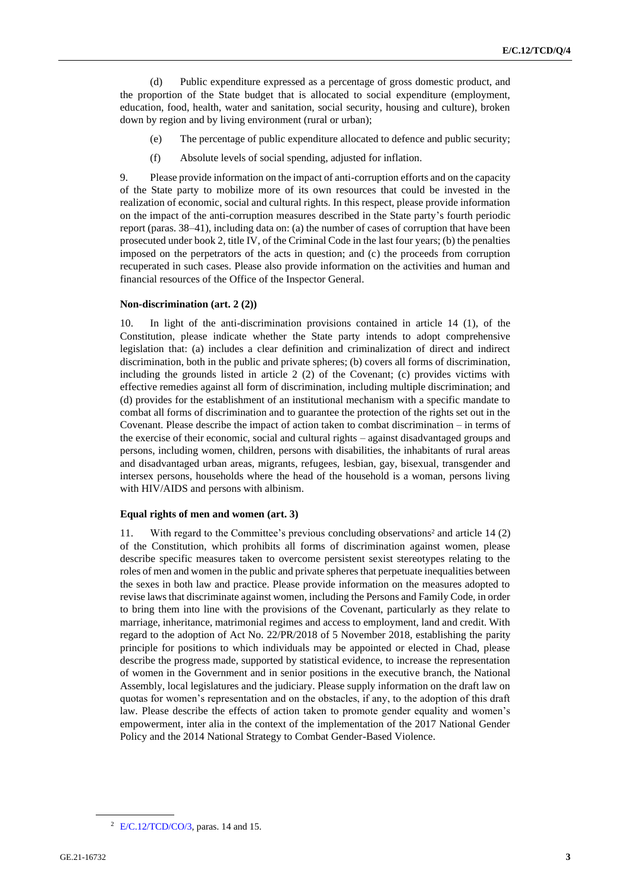(d) Public expenditure expressed as a percentage of gross domestic product, and the proportion of the State budget that is allocated to social expenditure (employment, education, food, health, water and sanitation, social security, housing and culture), broken down by region and by living environment (rural or urban);

(e) The percentage of public expenditure allocated to defence and public security;

(f) Absolute levels of social spending, adjusted for inflation.

9. Please provide information on the impact of anti-corruption efforts and on the capacity of the State party to mobilize more of its own resources that could be invested in the realization of economic, social and cultural rights. In this respect, please provide information on the impact of the anti-corruption measures described in the State party's fourth periodic report (paras. 38–41), including data on: (a) the number of cases of corruption that have been prosecuted under book 2, title IV, of the Criminal Code in the last four years; (b) the penalties imposed on the perpetrators of the acts in question; and (c) the proceeds from corruption recuperated in such cases. Please also provide information on the activities and human and financial resources of the Office of the Inspector General.

#### Non-discrimination (art. 2 (2))

10. In light of the anti-discrimination provisions contained in article 14 (1), of the Constitution, please indicate whether the State party intends to adopt comprehensive legislation that: (a) includes a clear definition and criminalization of direct and indirect discrimination, both in the public and private spheres; (b) covers all forms of discrimination, including the grounds listed in article 2 (2) of the Covenant; (c) provides victims with effective remedies against all form of discrimination, including multiple discrimination; and (d) provides for the establishment of an institutional mechanism with a specific mandate to combat all forms of discrimination and to guarantee the protection of the rights set out in the Covenant. Please describe the impact of action taken to combat discrimination – in terms of the exercise of their economic, social and cultural rights – against disadvantaged groups and persons, including women, children, persons with disabilities, the inhabitants of rural areas and disadvantaged urban areas, migrants, refugees, lesbian, gay, bisexual, transgender and intersex persons, households where the head of the household is a woman, persons living with HIV/AIDS and persons with albinism.

#### Equal rights of men and women (art. 3)

11. With regard to the Committee's previous concluding observations[2] and article 14 (2) of the Constitution, which prohibits all forms of discrimination against women, please describe specific measures taken to overcome persistent sexist stereotypes relating to the roles of men and women in the public and private spheres that perpetuate inequalities between the sexes in both law and practice. Please provide information on the measures adopted to revise laws that discriminate against women, including the Persons and Family Code, in order to bring them into line with the provisions of the Covenant, particularly as they relate to marriage, inheritance, matrimonial regimes and access to employment, land and credit. With regard to the adoption of Act No. 22/PR/2018 of 5 November 2018, establishing the parity principle for positions to which individuals may be appointed or elected in Chad, please describe the progress made, supported by statistical evidence, to increase the representation of women in the Government and in senior positions in the executive branch, the National Assembly, local legislatures and the judiciary. Please supply information on the draft law on quotas for women's representation and on the obstacles, if any, to the adoption of this draft law. Please describe the effects of action taken to promote gender equality and women's empowerment, inter alia in the context of the implementation of the 2017 National Gender Policy and the 2014 National Strategy to Combat Gender-Based Violence.

---

[2] E/C.12/TCD/CO/3, paras. 14 and 15.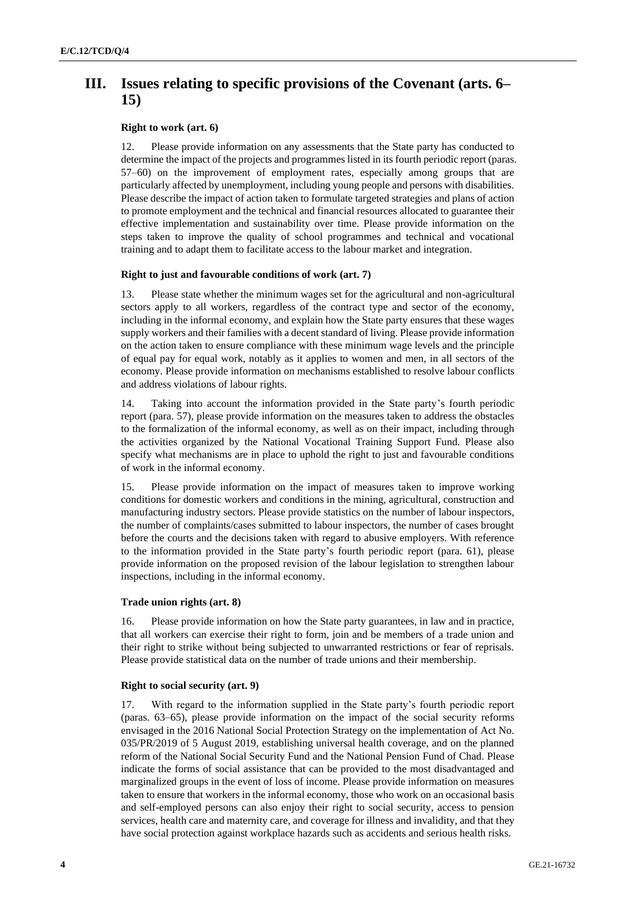## III. Issues relating to specific provisions of the Covenant (arts. 6–15)

### Right to work (art. 6)

12. Please provide information on any assessments that the State party has conducted to determine the impact of the projects and programmes listed in its fourth periodic report (paras. 57–60) on the improvement of employment rates, especially among groups that are particularly affected by unemployment, including young people and persons with disabilities. Please describe the impact of action taken to formulate targeted strategies and plans of action to promote employment and the technical and financial resources allocated to guarantee their effective implementation and sustainability over time. Please provide information on the steps taken to improve the quality of school programmes and technical and vocational training and to adapt them to facilitate access to the labour market and integration.

### Right to just and favourable conditions of work (art. 7)

13. Please state whether the minimum wages set for the agricultural and non-agricultural sectors apply to all workers, regardless of the contract type and sector of the economy, including in the informal economy, and explain how the State party ensures that these wages supply workers and their families with a decent standard of living. Please provide information on the action taken to ensure compliance with these minimum wage levels and the principle of equal pay for equal work, notably as it applies to women and men, in all sectors of the economy. Please provide information on mechanisms established to resolve labour conflicts and address violations of labour rights.

14. Taking into account the information provided in the State party's fourth periodic report (para. 57), please provide information on the measures taken to address the obstacles to the formalization of the informal economy, as well as on their impact, including through the activities organized by the National Vocational Training Support Fund. Please also specify what mechanisms are in place to uphold the right to just and favourable conditions of work in the informal economy.

15. Please provide information on the impact of measures taken to improve working conditions for domestic workers and conditions in the mining, agricultural, construction and manufacturing industry sectors. Please provide statistics on the number of labour inspectors, the number of complaints/cases submitted to labour inspectors, the number of cases brought before the courts and the decisions taken with regard to abusive employers. With reference to the information provided in the State party's fourth periodic report (para. 61), please provide information on the proposed revision of the labour legislation to strengthen labour inspections, including in the informal economy.

### Trade union rights (art. 8)

16. Please provide information on how the State party guarantees, in law and in practice, that all workers can exercise their right to form, join and be members of a trade union and their right to strike without being subjected to unwarranted restrictions or fear of reprisals. Please provide statistical data on the number of trade unions and their membership.

### Right to social security (art. 9)

17. With regard to the information supplied in the State party's fourth periodic report (paras. 63–65), please provide information on the impact of the social security reforms envisaged in the 2016 National Social Protection Strategy on the implementation of Act No. 035/PR/2019 of 5 August 2019, establishing universal health coverage, and on the planned reform of the National Social Security Fund and the National Pension Fund of Chad. Please indicate the forms of social assistance that can be provided to the most disadvantaged and marginalized groups in the event of loss of income. Please provide information on measures taken to ensure that workers in the informal economy, those who work on an occasional basis and self-employed persons can also enjoy their right to social security, access to pension services, health care and maternity care, and coverage for illness and invalidity, and that they have social protection against workplace hazards such as accidents and serious health risks.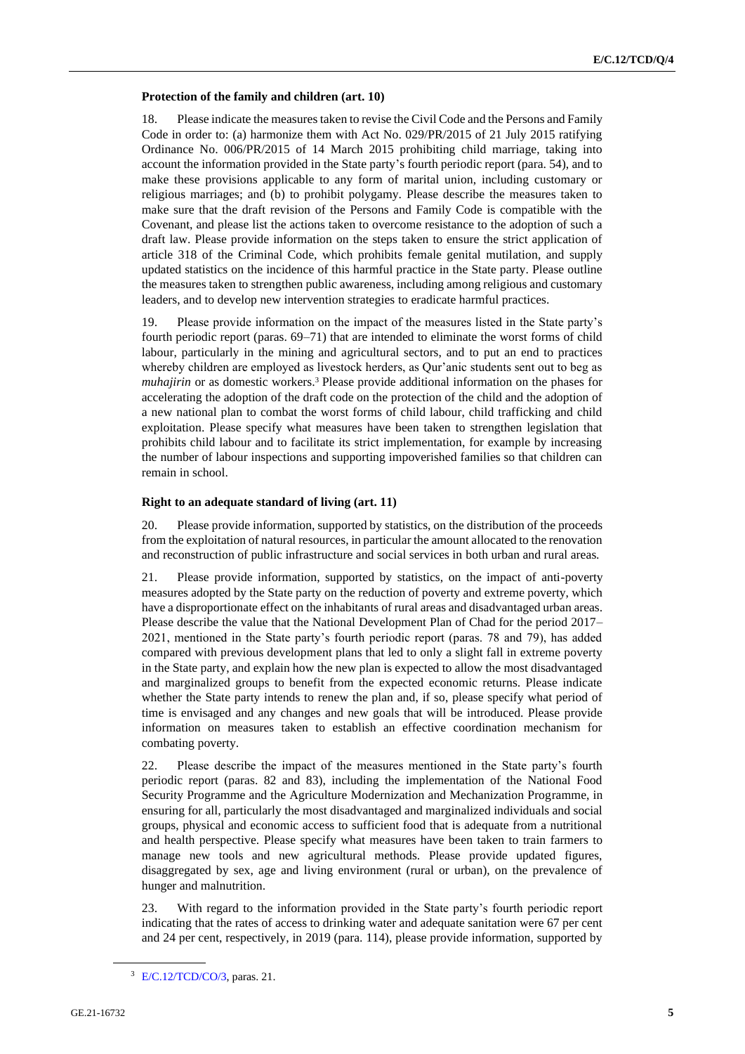### Protection of the family and children (art. 10)

18. Please indicate the measures taken to revise the Civil Code and the Persons and Family Code in order to: (a) harmonize them with Act No. 029/PR/2015 of 21 July 2015 ratifying Ordinance No. 006/PR/2015 of 14 March 2015 prohibiting child marriage, taking into account the information provided in the State party's fourth periodic report (para. 54), and to make these provisions applicable to any form of marital union, including customary or religious marriages; and (b) to prohibit polygamy. Please describe the measures taken to make sure that the draft revision of the Persons and Family Code is compatible with the Covenant, and please list the actions taken to overcome resistance to the adoption of such a draft law. Please provide information on the steps taken to ensure the strict application of article 318 of the Criminal Code, which prohibits female genital mutilation, and supply updated statistics on the incidence of this harmful practice in the State party. Please outline the measures taken to strengthen public awareness, including among religious and customary leaders, and to develop new intervention strategies to eradicate harmful practices.

19. Please provide information on the impact of the measures listed in the State party's fourth periodic report (paras. 69–71) that are intended to eliminate the worst forms of child labour, particularly in the mining and agricultural sectors, and to put an end to practices whereby children are employed as livestock herders, as Qur'anic students sent out to beg as *muhajirin* or as domestic workers.[3] Please provide additional information on the phases for accelerating the adoption of the draft code on the protection of the child and the adoption of a new national plan to combat the worst forms of child labour, child trafficking and child exploitation. Please specify what measures have been taken to strengthen legislation that prohibits child labour and to facilitate its strict implementation, for example by increasing the number of labour inspections and supporting impoverished families so that children can remain in school.

### Right to an adequate standard of living (art. 11)

20. Please provide information, supported by statistics, on the distribution of the proceeds from the exploitation of natural resources, in particular the amount allocated to the renovation and reconstruction of public infrastructure and social services in both urban and rural areas.

21. Please provide information, supported by statistics, on the impact of anti-poverty measures adopted by the State party on the reduction of poverty and extreme poverty, which have a disproportionate effect on the inhabitants of rural areas and disadvantaged urban areas. Please describe the value that the National Development Plan of Chad for the period 2017–2021, mentioned in the State party's fourth periodic report (paras. 78 and 79), has added compared with previous development plans that led to only a slight fall in extreme poverty in the State party, and explain how the new plan is expected to allow the most disadvantaged and marginalized groups to benefit from the expected economic returns. Please indicate whether the State party intends to renew the plan and, if so, please specify what period of time is envisaged and any changes and new goals that will be introduced. Please provide information on measures taken to establish an effective coordination mechanism for combating poverty.

22. Please describe the impact of the measures mentioned in the State party's fourth periodic report (paras. 82 and 83), including the implementation of the National Food Security Programme and the Agriculture Modernization and Mechanization Programme, in ensuring for all, particularly the most disadvantaged and marginalized individuals and social groups, physical and economic access to sufficient food that is adequate from a nutritional and health perspective. Please specify what measures have been taken to train farmers to manage new tools and new agricultural methods. Please provide updated figures, disaggregated by sex, age and living environment (rural or urban), on the prevalence of hunger and malnutrition.

23. With regard to the information provided in the State party's fourth periodic report indicating that the rates of access to drinking water and adequate sanitation were 67 per cent and 24 per cent, respectively, in 2019 (para. 114), please provide information, supported by

---

[3] E/C.12/TCD/CO/3, paras. 21.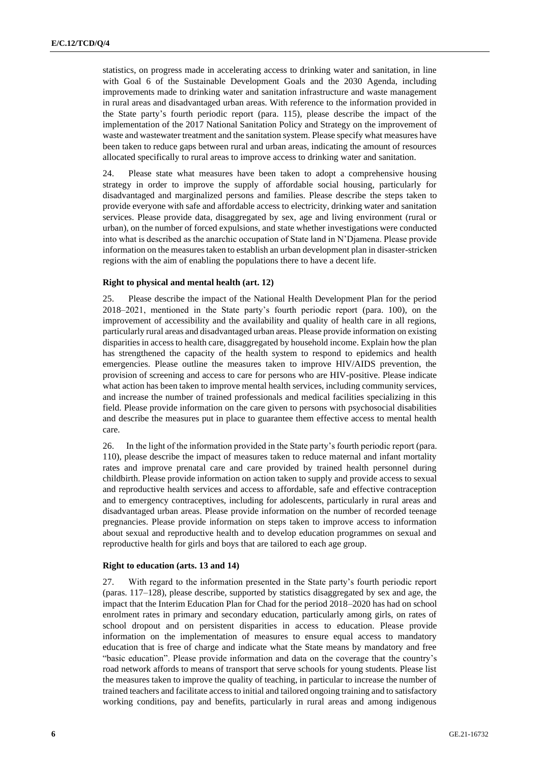statistics, on progress made in accelerating access to drinking water and sanitation, in line with Goal 6 of the Sustainable Development Goals and the 2030 Agenda, including improvements made to drinking water and sanitation infrastructure and waste management in rural areas and disadvantaged urban areas. With reference to the information provided in the State party's fourth periodic report (para. 115), please describe the impact of the implementation of the 2017 National Sanitation Policy and Strategy on the improvement of waste and wastewater treatment and the sanitation system. Please specify what measures have been taken to reduce gaps between rural and urban areas, indicating the amount of resources allocated specifically to rural areas to improve access to drinking water and sanitation.

24. Please state what measures have been taken to adopt a comprehensive housing strategy in order to improve the supply of affordable social housing, particularly for disadvantaged and marginalized persons and families. Please describe the steps taken to provide everyone with safe and affordable access to electricity, drinking water and sanitation services. Please provide data, disaggregated by sex, age and living environment (rural or urban), on the number of forced expulsions, and state whether investigations were conducted into what is described as the anarchic occupation of State land in N'Djamena. Please provide information on the measures taken to establish an urban development plan in disaster-stricken regions with the aim of enabling the populations there to have a decent life.

### Right to physical and mental health (art. 12)

25. Please describe the impact of the National Health Development Plan for the period 2018–2021, mentioned in the State party's fourth periodic report (para. 100), on the improvement of accessibility and the availability and quality of health care in all regions, particularly rural areas and disadvantaged urban areas. Please provide information on existing disparities in access to health care, disaggregated by household income. Explain how the plan has strengthened the capacity of the health system to respond to epidemics and health emergencies. Please outline the measures taken to improve HIV/AIDS prevention, the provision of screening and access to care for persons who are HIV-positive. Please indicate what action has been taken to improve mental health services, including community services, and increase the number of trained professionals and medical facilities specializing in this field. Please provide information on the care given to persons with psychosocial disabilities and describe the measures put in place to guarantee them effective access to mental health care.

26. In the light of the information provided in the State party's fourth periodic report (para. 110), please describe the impact of measures taken to reduce maternal and infant mortality rates and improve prenatal care and care provided by trained health personnel during childbirth. Please provide information on action taken to supply and provide access to sexual and reproductive health services and access to affordable, safe and effective contraception and to emergency contraceptives, including for adolescents, particularly in rural areas and disadvantaged urban areas. Please provide information on the number of recorded teenage pregnancies. Please provide information on steps taken to improve access to information about sexual and reproductive health and to develop education programmes on sexual and reproductive health for girls and boys that are tailored to each age group.

### Right to education (arts. 13 and 14)

27. With regard to the information presented in the State party's fourth periodic report (paras. 117–128), please describe, supported by statistics disaggregated by sex and age, the impact that the Interim Education Plan for Chad for the period 2018–2020 has had on school enrolment rates in primary and secondary education, particularly among girls, on rates of school dropout and on persistent disparities in access to education. Please provide information on the implementation of measures to ensure equal access to mandatory education that is free of charge and indicate what the State means by mandatory and free "basic education". Please provide information and data on the coverage that the country's road network affords to means of transport that serve schools for young students. Please list the measures taken to improve the quality of teaching, in particular to increase the number of trained teachers and facilitate access to initial and tailored ongoing training and to satisfactory working conditions, pay and benefits, particularly in rural areas and among indigenous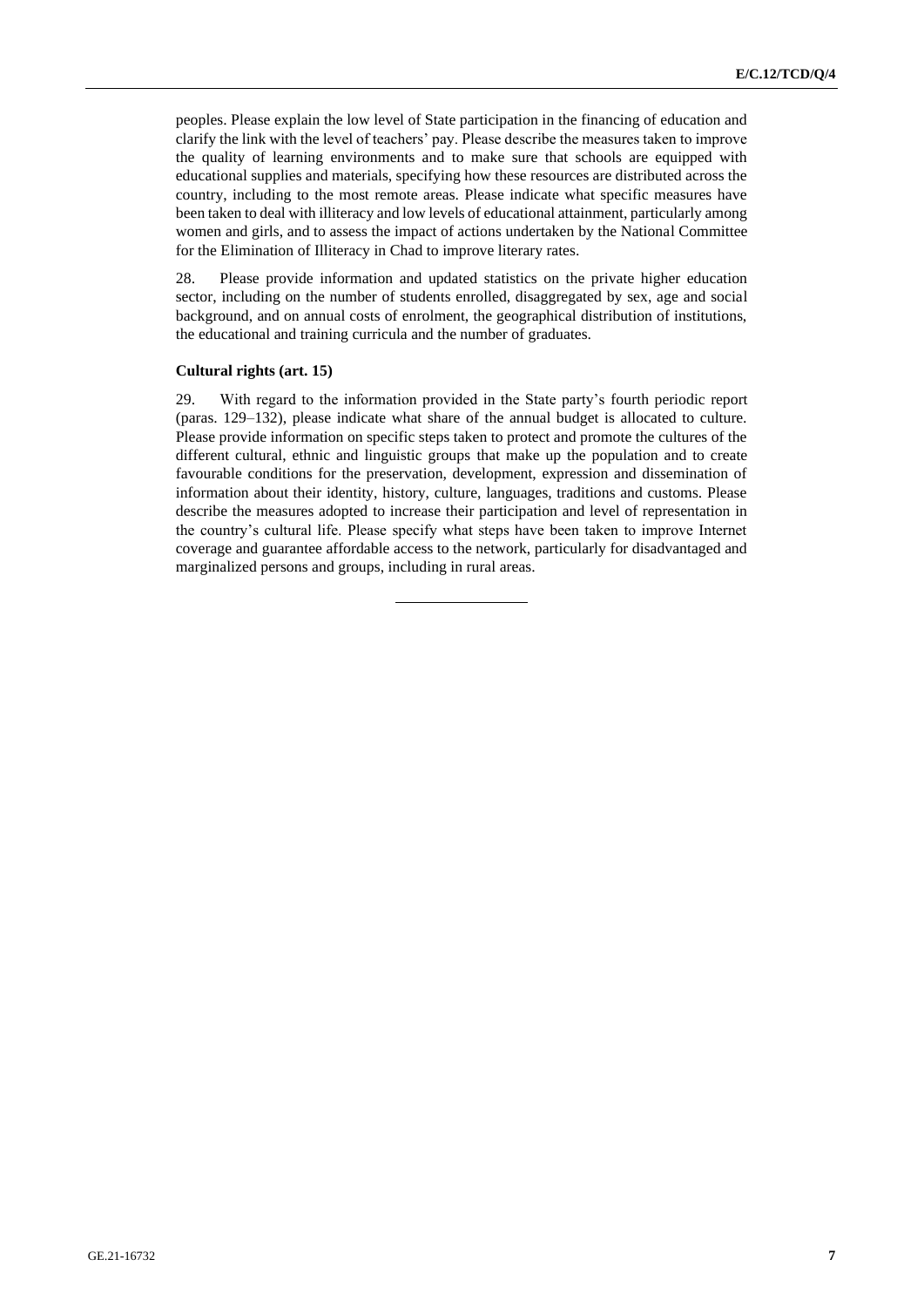peoples. Please explain the low level of State participation in the financing of education and clarify the link with the level of teachers' pay. Please describe the measures taken to improve the quality of learning environments and to make sure that schools are equipped with educational supplies and materials, specifying how these resources are distributed across the country, including to the most remote areas. Please indicate what specific measures have been taken to deal with illiteracy and low levels of educational attainment, particularly among women and girls, and to assess the impact of actions undertaken by the National Committee for the Elimination of Illiteracy in Chad to improve literary rates.

28. Please provide information and updated statistics on the private higher education sector, including on the number of students enrolled, disaggregated by sex, age and social background, and on annual costs of enrolment, the geographical distribution of institutions, the educational and training curricula and the number of graduates.

### Cultural rights (art. 15)

29. With regard to the information provided in the State party's fourth periodic report (paras. 129–132), please indicate what share of the annual budget is allocated to culture. Please provide information on specific steps taken to protect and promote the cultures of the different cultural, ethnic and linguistic groups that make up the population and to create favourable conditions for the preservation, development, expression and dissemination of information about their identity, history, culture, languages, traditions and customs. Please describe the measures adopted to increase their participation and level of representation in the country's cultural life. Please specify what steps have been taken to improve Internet coverage and guarantee affordable access to the network, particularly for disadvantaged and marginalized persons and groups, including in rural areas.